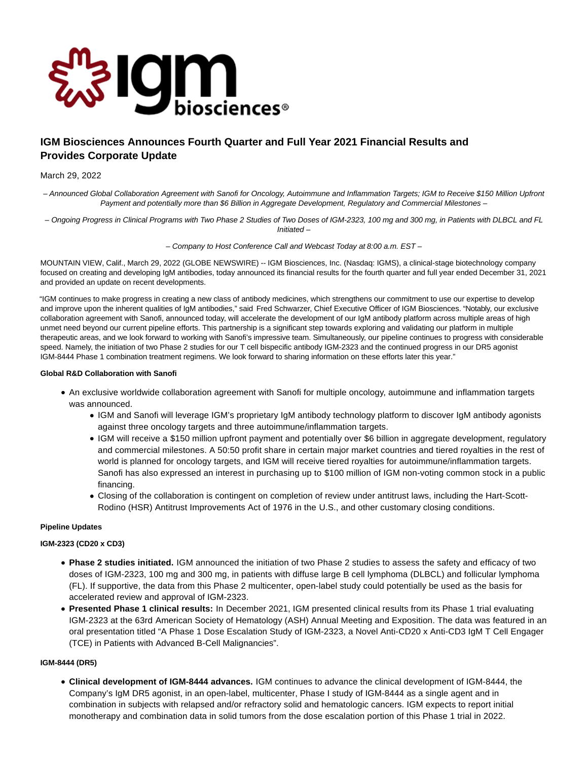# IGM Biosciences Announces Fourth Quarter and Full Year 2021 Financial Results and Provides Corporate Update

March 29, 2022

*– Announced Global Collaboration Agreement with Sanofi for Oncology, Autoimmune and Inflammation Targets; IGM to Receive $150 Million Upfront Payment and potentially more than $6 Billion in Aggregate Development, Regulatory and Commercial Milestones –*

*– Ongoing Progress in Clinical Programs with Two Phase 2 Studies of Two Doses of IGM-2323, 100 mg and 300 mg, in Patients with DLBCL and FL Initiated –*

*– Company to Host Conference Call and Webcast Today at 8:00 a.m. EST –*

MOUNTAIN VIEW, Calif., March 29, 2022 (GLOBE NEWSWIRE) -- IGM Biosciences, Inc. (Nasdaq: IGMS), a clinical-stage biotechnology company focused on creating and developing IgM antibodies, today announced its financial results for the fourth quarter and full year ended December 31, 2021 and provided an update on recent developments.

"IGM continues to make progress in creating a new class of antibody medicines, which strengthens our commitment to use our expertise to develop and improve upon the inherent qualities of IgM antibodies," said Fred Schwarzer, Chief Executive Officer of IGM Biosciences. "Notably, our exclusive collaboration agreement with Sanofi, announced today, will accelerate the development of our IgM antibody platform across multiple areas of high unmet need beyond our current pipeline efforts. This partnership is a significant step towards exploring and validating our platform in multiple therapeutic areas, and we look forward to working with Sanofi's impressive team. Simultaneously, our pipeline continues to progress with considerable speed. Namely, the initiation of two Phase 2 studies for our T cell bispecific antibody IGM-2323 and the continued progress in our DR5 agonist IGM-8444 Phase 1 combination treatment regimens. We look forward to sharing information on these efforts later this year."

**Global R&D Collaboration with Sanofi**

- An exclusive worldwide collaboration agreement with Sanofi for multiple oncology, autoimmune and inflammation targets was announced.
  - IGM and Sanofi will leverage IGM's proprietary IgM antibody technology platform to discover IgM antibody agonists against three oncology targets and three autoimmune/inflammation targets.
  - IGM will receive a $150 million upfront payment and potentially over $6 billion in aggregate development, regulatory and commercial milestones. A 50:50 profit share in certain major market countries and tiered royalties in the rest of world is planned for oncology targets, and IGM will receive tiered royalties for autoimmune/inflammation targets. Sanofi has also expressed an interest in purchasing up to $100 million of IGM non-voting common stock in a public financing.
  - Closing of the collaboration is contingent on completion of review under antitrust laws, including the Hart-Scott-Rodino (HSR) Antitrust Improvements Act of 1976 in the U.S., and other customary closing conditions.

**Pipeline Updates**

**IGM-2323 (CD20 x CD3)**

- **Phase 2 studies initiated.** IGM announced the initiation of two Phase 2 studies to assess the safety and efficacy of two doses of IGM-2323, 100 mg and 300 mg, in patients with diffuse large B cell lymphoma (DLBCL) and follicular lymphoma (FL). If supportive, the data from this Phase 2 multicenter, open-label study could potentially be used as the basis for accelerated review and approval of IGM-2323.
- **Presented Phase 1 clinical results:** In December 2021, IGM presented clinical results from its Phase 1 trial evaluating IGM-2323 at the 63rd American Society of Hematology (ASH) Annual Meeting and Exposition. The data was featured in an oral presentation titled "A Phase 1 Dose Escalation Study of IGM-2323, a Novel Anti-CD20 x Anti-CD3 IgM T Cell Engager (TCE) in Patients with Advanced B-Cell Malignancies".

**IGM-8444 (DR5)**

- **Clinical development of IGM-8444 advances.** IGM continues to advance the clinical development of IGM-8444, the Company's IgM DR5 agonist, in an open-label, multicenter, Phase I study of IGM-8444 as a single agent and in combination in subjects with relapsed and/or refractory solid and hematologic cancers. IGM expects to report initial monotherapy and combination data in solid tumors from the dose escalation portion of this Phase 1 trial in 2022.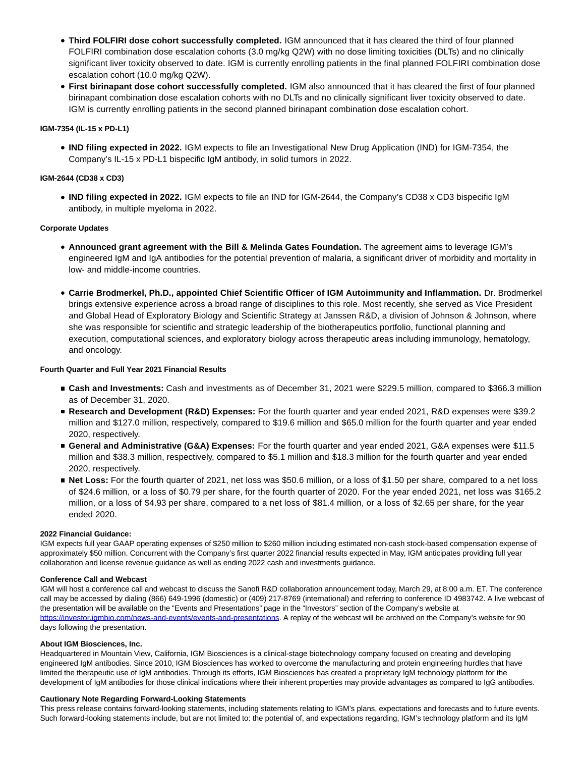- **Third FOLFIRI dose cohort successfully completed.** IGM announced that it has cleared the third of four planned FOLFIRI combination dose escalation cohorts (3.0 mg/kg Q2W) with no dose limiting toxicities (DLTs) and no clinically significant liver toxicity observed to date. IGM is currently enrolling patients in the final planned FOLFIRI combination dose escalation cohort (10.0 mg/kg Q2W).
- **First birinapant dose cohort successfully completed.** IGM also announced that it has cleared the first of four planned birinapant combination dose escalation cohorts with no DLTs and no clinically significant liver toxicity observed to date. IGM is currently enrolling patients in the second planned birinapant combination dose escalation cohort.

**IGM-7354 (IL-15 x PD-L1)**

- **IND filing expected in 2022.** IGM expects to file an Investigational New Drug Application (IND) for IGM-7354, the Company's IL-15 x PD-L1 bispecific IgM antibody, in solid tumors in 2022.

**IGM-2644 (CD38 x CD3)**

- **IND filing expected in 2022.** IGM expects to file an IND for IGM-2644, the Company's CD38 x CD3 bispecific IgM antibody, in multiple myeloma in 2022.

**Corporate Updates**

- **Announced grant agreement with the Bill & Melinda Gates Foundation.** The agreement aims to leverage IGM's engineered IgM and IgA antibodies for the potential prevention of malaria, a significant driver of morbidity and mortality in low- and middle-income countries.
- **Carrie Brodmerkel, Ph.D., appointed Chief Scientific Officer of IGM Autoimmunity and Inflammation.** Dr. Brodmerkel brings extensive experience across a broad range of disciplines to this role. Most recently, she served as Vice President and Global Head of Exploratory Biology and Scientific Strategy at Janssen R&D, a division of Johnson & Johnson, where she was responsible for scientific and strategic leadership of the biotherapeutics portfolio, functional planning and execution, computational sciences, and exploratory biology across therapeutic areas including immunology, hematology, and oncology.

**Fourth Quarter and Full Year 2021 Financial Results**

- **Cash and Investments:** Cash and investments as of December 31, 2021 were $229.5 million, compared to $366.3 million as of December 31, 2020.
- **Research and Development (R&D) Expenses:** For the fourth quarter and year ended 2021, R&D expenses were $39.2 million and $127.0 million, respectively, compared to $19.6 million and $65.0 million for the fourth quarter and year ended 2020, respectively.
- **General and Administrative (G&A) Expenses:** For the fourth quarter and year ended 2021, G&A expenses were $11.5 million and $38.3 million, respectively, compared to $5.1 million and $18.3 million for the fourth quarter and year ended 2020, respectively.
- **Net Loss:** For the fourth quarter of 2021, net loss was $50.6 million, or a loss of $1.50 per share, compared to a net loss of $24.6 million, or a loss of $0.79 per share, for the fourth quarter of 2020. For the year ended 2021, net loss was $165.2 million, or a loss of $4.93 per share, compared to a net loss of $81.4 million, or a loss of $2.65 per share, for the year ended 2020.

**2022 Financial Guidance:**

IGM expects full year GAAP operating expenses of $250 million to $260 million including estimated non-cash stock-based compensation expense of approximately $50 million. Concurrent with the Company's first quarter 2022 financial results expected in May, IGM anticipates providing full year collaboration and license revenue guidance as well as ending 2022 cash and investments guidance.

**Conference Call and Webcast**

IGM will host a conference call and webcast to discuss the Sanofi R&D collaboration announcement today, March 29, at 8:00 a.m. ET. The conference call may be accessed by dialing (866) 649-1996 (domestic) or (409) 217-8769 (international) and referring to conference ID 4983742. A live webcast of the presentation will be available on the "Events and Presentations" page in the "Investors" section of the Company's website at https://investor.igmbio.com/news-and-events/events-and-presentations. A replay of the webcast will be archived on the Company's website for 90 days following the presentation.

**About IGM Biosciences, Inc.**

Headquartered in Mountain View, California, IGM Biosciences is a clinical-stage biotechnology company focused on creating and developing engineered IgM antibodies. Since 2010, IGM Biosciences has worked to overcome the manufacturing and protein engineering hurdles that have limited the therapeutic use of IgM antibodies. Through its efforts, IGM Biosciences has created a proprietary IgM technology platform for the development of IgM antibodies for those clinical indications where their inherent properties may provide advantages as compared to IgG antibodies.

**Cautionary Note Regarding Forward-Looking Statements**

This press release contains forward-looking statements, including statements relating to IGM's plans, expectations and forecasts and to future events. Such forward-looking statements include, but are not limited to: the potential of, and expectations regarding, IGM's technology platform and its IgM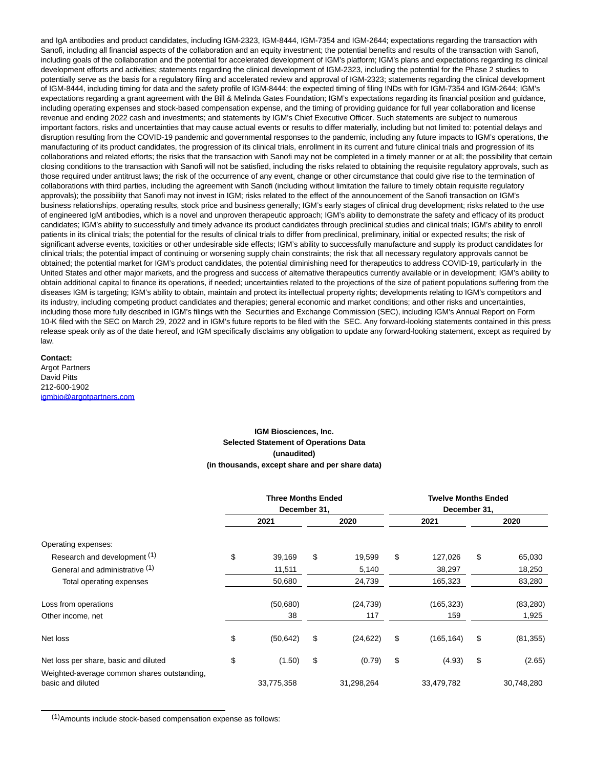and IgA antibodies and product candidates, including IGM-2323, IGM-8444, IGM-7354 and IGM-2644; expectations regarding the transaction with Sanofi, including all financial aspects of the collaboration and an equity investment; the potential benefits and results of the transaction with Sanofi, including goals of the collaboration and the potential for accelerated development of IGM's platform; IGM's plans and expectations regarding its clinical development efforts and activities; statements regarding the clinical development of IGM-2323, including the potential for the Phase 2 studies to potentially serve as the basis for a regulatory filing and accelerated review and approval of IGM-2323; statements regarding the clinical development of IGM-8444, including timing for data and the safety profile of IGM-8444; the expected timing of filing INDs with for IGM-7354 and IGM-2644; IGM's expectations regarding a grant agreement with the Bill & Melinda Gates Foundation; IGM's expectations regarding its financial position and guidance, including operating expenses and stock-based compensation expense, and the timing of providing guidance for full year collaboration and license revenue and ending 2022 cash and investments; and statements by IGM's Chief Executive Officer. Such statements are subject to numerous important factors, risks and uncertainties that may cause actual events or results to differ materially, including but not limited to: potential delays and disruption resulting from the COVID-19 pandemic and governmental responses to the pandemic, including any future impacts to IGM's operations, the manufacturing of its product candidates, the progression of its clinical trials, enrollment in its current and future clinical trials and progression of its collaborations and related efforts; the risks that the transaction with Sanofi may not be completed in a timely manner or at all; the possibility that certain closing conditions to the transaction with Sanofi will not be satisfied, including the risks related to obtaining the requisite regulatory approvals, such as those required under antitrust laws; the risk of the occurrence of any event, change or other circumstance that could give rise to the termination of collaborations with third parties, including the agreement with Sanofi (including without limitation the failure to timely obtain requisite regulatory approvals); the possibility that Sanofi may not invest in IGM; risks related to the effect of the announcement of the Sanofi transaction on IGM's business relationships, operating results, stock price and business generally; IGM's early stages of clinical drug development; risks related to the use of engineered IgM antibodies, which is a novel and unproven therapeutic approach; IGM's ability to demonstrate the safety and efficacy of its product candidates; IGM's ability to successfully and timely advance its product candidates through preclinical studies and clinical trials; IGM's ability to enroll patients in its clinical trials; the potential for the results of clinical trials to differ from preclinical, preliminary, initial or expected results; the risk of significant adverse events, toxicities or other undesirable side effects; IGM's ability to successfully manufacture and supply its product candidates for clinical trials; the potential impact of continuing or worsening supply chain constraints; the risk that all necessary regulatory approvals cannot be obtained; the potential market for IGM's product candidates, the potential diminishing need for therapeutics to address COVID-19, particularly in the United States and other major markets, and the progress and success of alternative therapeutics currently available or in development; IGM's ability to obtain additional capital to finance its operations, if needed; uncertainties related to the projections of the size of patient populations suffering from the diseases IGM is targeting; IGM's ability to obtain, maintain and protect its intellectual property rights; developments relating to IGM's competitors and its industry, including competing product candidates and therapies; general economic and market conditions; and other risks and uncertainties, including those more fully described in IGM's filings with the Securities and Exchange Commission (SEC), including IGM's Annual Report on Form 10-K filed with the SEC on March 29, 2022 and in IGM's future reports to be filed with the SEC. Any forward-looking statements contained in this press release speak only as of the date hereof, and IGM specifically disclaims any obligation to update any forward-looking statement, except as required by law.

**Contact:**
Argot Partners
David Pitts
212-600-1902
igmbio@argotpartners.com

**IGM Biosciences, Inc.**
**Selected Statement of Operations Data**
**(unaudited)**
**(in thousands, except share and per share data)**

| | Three Months Ended December 31, | | Twelve Months Ended December 31, | |
|---|---|---|---|---|
| | 2021 | 2020 | 2021 | 2020 |
| Operating expenses: | | | | |
| Research and development [1] | $ 39,169 | $ 19,599 | $ 127,026 | $ 65,030 |
| General and administrative [1] | 11,511 | 5,140 | 38,297 | 18,250 |
| Total operating expenses | 50,680 | 24,739 | 165,323 | 83,280 |
| Loss from operations | (50,680) | (24,739) | (165,323) | (83,280) |
| Other income, net | 38 | 117 | 159 | 1,925 |
| Net loss | $ (50,642) | $ (24,622) | $ (165,164) | $ (81,355) |
| Net loss per share, basic and diluted | $ (1.50) | $ (0.79) | $ (4.93) | $ (2.65) |
| Weighted-average common shares outstanding, basic and diluted | 33,775,358 | 31,298,264 | 33,479,782 | 30,748,280 |

[1] Amounts include stock-based compensation expense as follows: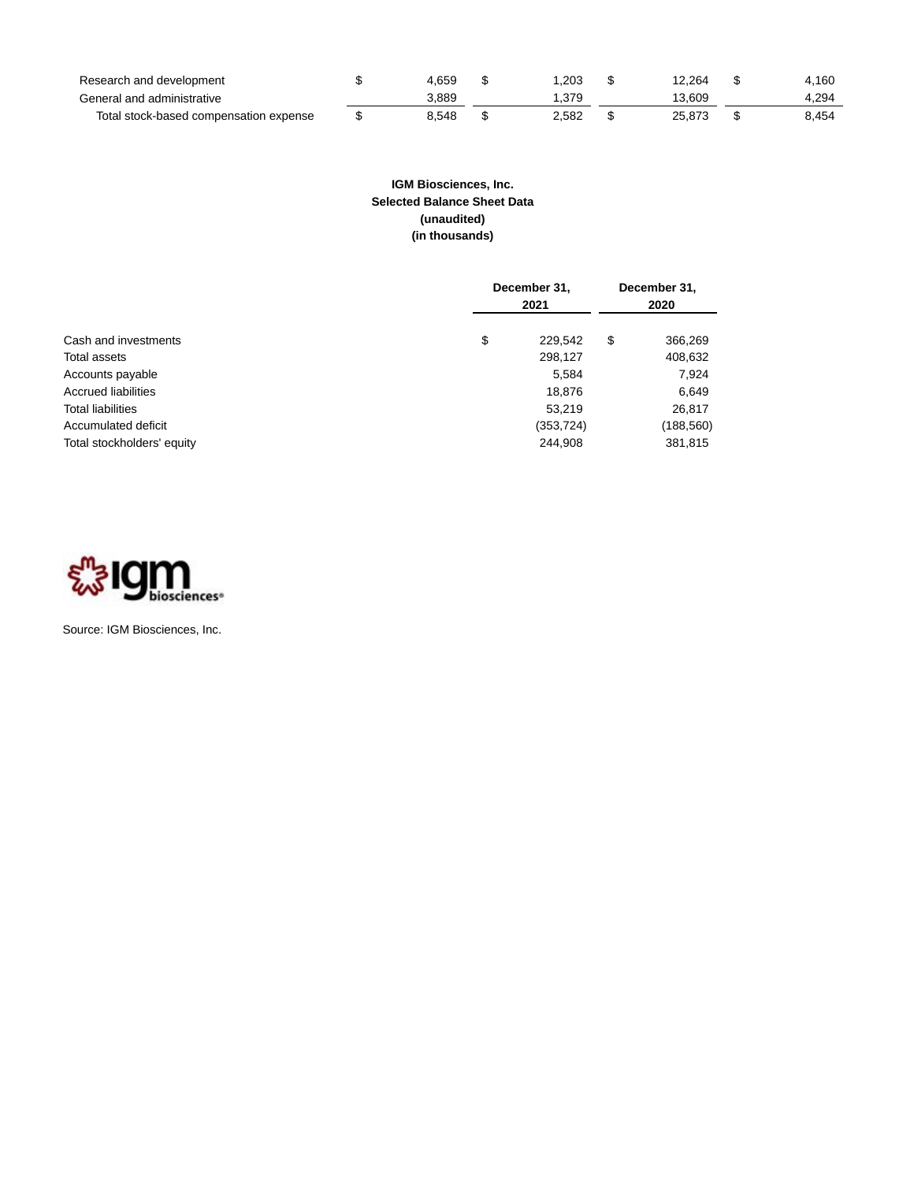| | | | | |
|---|---|---|---|---|
| Research and development | $ 4,659 | $ 1,203 | $ 12,264 | $ 4,160 |
| General and administrative | 3,889 | 1,379 | 13,609 | 4,294 |
| Total stock-based compensation expense | $ 8,548 | $ 2,582 | $ 25,873 | $ 8,454 |

**IGM Biosciences, Inc.**
**Selected Balance Sheet Data**
**(unaudited)**
**(in thousands)**

| | December 31, 2021 | December 31, 2020 |
|---|---|---|
| Cash and investments | $ 229,542 | $ 366,269 |
| Total assets | 298,127 | 408,632 |
| Accounts payable | 5,584 | 7,924 |
| Accrued liabilities | 18,876 | 6,649 |
| Total liabilities | 53,219 | 26,817 |
| Accumulated deficit | (353,724) | (188,560) |
| Total stockholders' equity | 244,908 | 381,815 |

Source: IGM Biosciences, Inc.